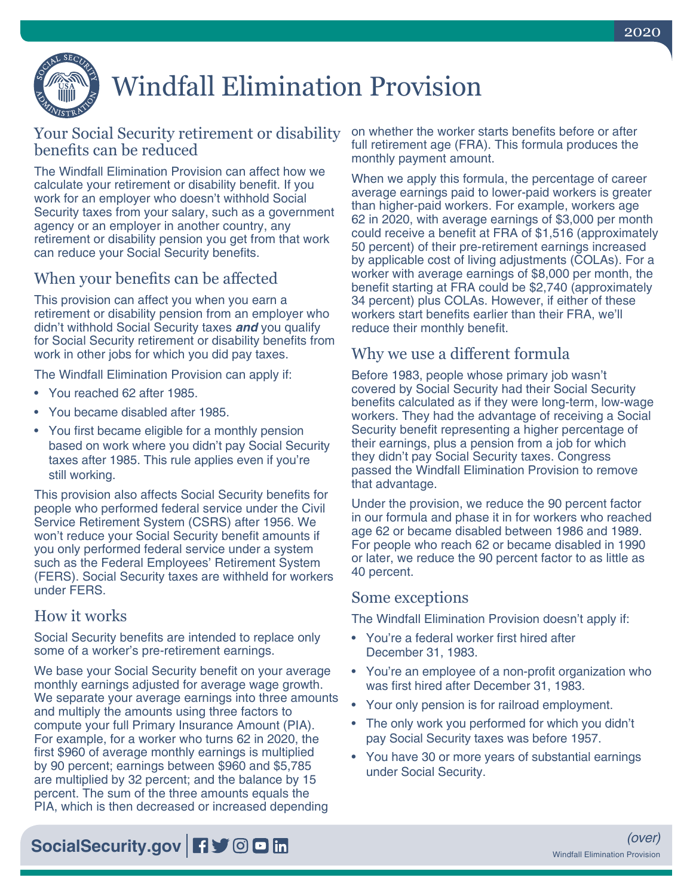# Windfall Elimination Provision

## Your Social Security retirement or disability benefits can be reduced

The Windfall Elimination Provision can affect how we calculate your retirement or disability benefit. If you work for an employer who doesn't withhold Social Security taxes from your salary, such as a government agency or an employer in another country, any retirement or disability pension you get from that work can reduce your Social Security benefits.

## When your benefits can be affected

This provision can affect you when you earn a retirement or disability pension from an employer who didn't withhold Social Security taxes ***and*** you qualify for Social Security retirement or disability benefits from work in other jobs for which you did pay taxes.

The Windfall Elimination Provision can apply if:

- You reached 62 after 1985.
- You became disabled after 1985.
- You first became eligible for a monthly pension based on work where you didn't pay Social Security taxes after 1985. This rule applies even if you're still working.

This provision also affects Social Security benefits for people who performed federal service under the Civil Service Retirement System (CSRS) after 1956. We won't reduce your Social Security benefit amounts if you only performed federal service under a system such as the Federal Employees' Retirement System (FERS). Social Security taxes are withheld for workers under FERS.

## How it works

Social Security benefits are intended to replace only some of a worker's pre-retirement earnings.

We base your Social Security benefit on your average monthly earnings adjusted for average wage growth. We separate your average earnings into three amounts and multiply the amounts using three factors to compute your full Primary Insurance Amount (PIA). For example, for a worker who turns 62 in 2020, the first $960 of average monthly earnings is multiplied by 90 percent; earnings between $960 and $5,785 are multiplied by 32 percent; and the balance by 15 percent. The sum of the three amounts equals the PIA, which is then decreased or increased depending on whether the worker starts benefits before or after full retirement age (FRA). This formula produces the monthly payment amount.

When we apply this formula, the percentage of career average earnings paid to lower-paid workers is greater than higher-paid workers. For example, workers age 62 in 2020, with average earnings of $3,000 per month could receive a benefit at FRA of $1,516 (approximately 50 percent) of their pre-retirement earnings increased by applicable cost of living adjustments (COLAs). For a worker with average earnings of $8,000 per month, the benefit starting at FRA could be $2,740 (approximately 34 percent) plus COLAs. However, if either of these workers start benefits earlier than their FRA, we'll reduce their monthly benefit.

## Why we use a different formula

Before 1983, people whose primary job wasn't covered by Social Security had their Social Security benefits calculated as if they were long-term, low-wage workers. They had the advantage of receiving a Social Security benefit representing a higher percentage of their earnings, plus a pension from a job for which they didn't pay Social Security taxes. Congress passed the Windfall Elimination Provision to remove that advantage.

Under the provision, we reduce the 90 percent factor in our formula and phase it in for workers who reached age 62 or became disabled between 1986 and 1989. For people who reach 62 or became disabled in 1990 or later, we reduce the 90 percent factor to as little as 40 percent.

## Some exceptions

The Windfall Elimination Provision doesn't apply if:

- You're a federal worker first hired after December 31, 1983.
- You're an employee of a non-profit organization who was first hired after December 31, 1983.
- Your only pension is for railroad employment.
- The only work you performed for which you didn't pay Social Security taxes was before 1957.
- You have 30 or more years of substantial earnings under Social Security.

*(over)*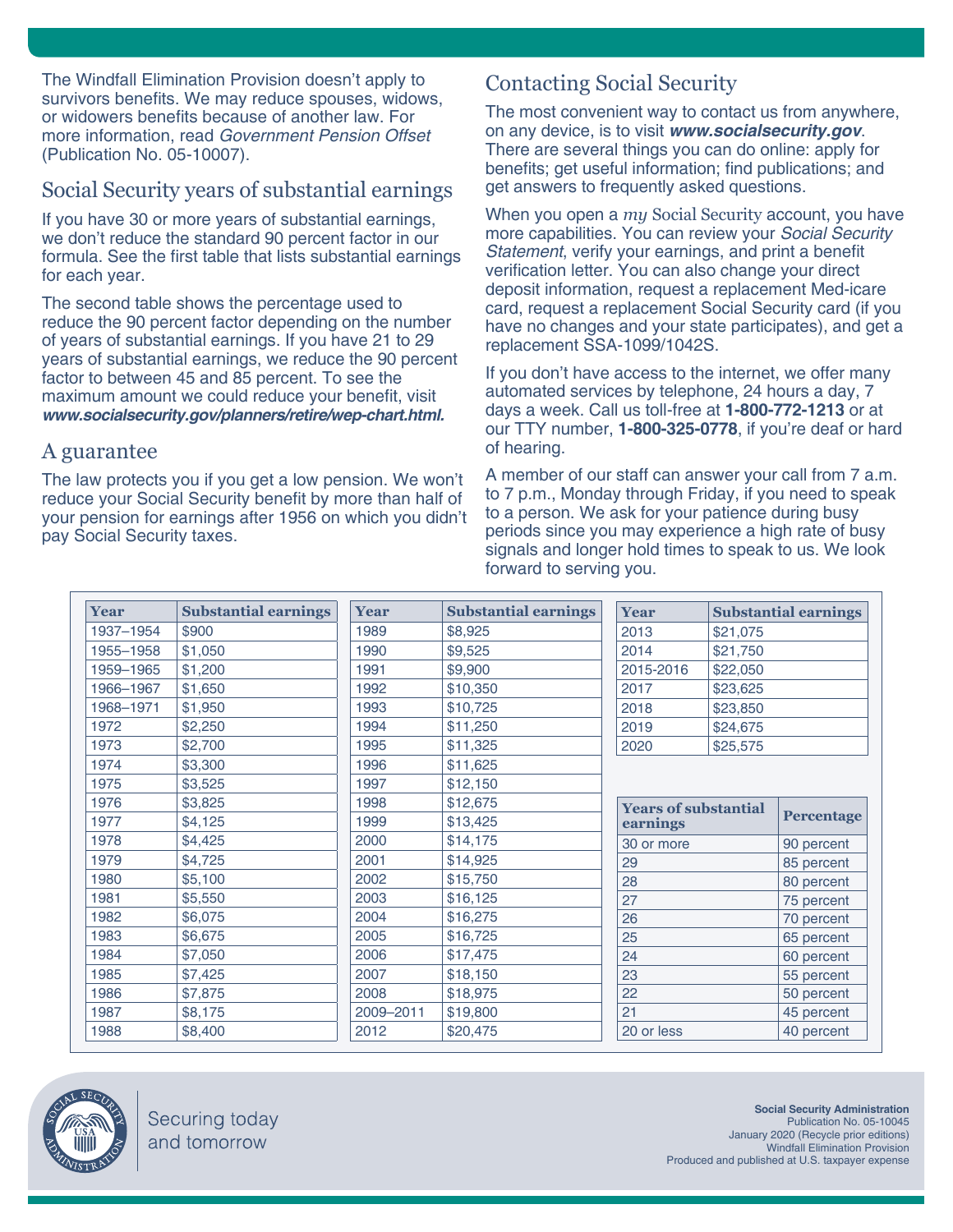The Windfall Elimination Provision doesn't apply to survivors benefits. We may reduce spouses, widows, or widowers benefits because of another law. For more information, read *Government Pension Offset* (Publication No. 05-10007).

## Social Security years of substantial earnings

If you have 30 or more years of substantial earnings, we don't reduce the standard 90 percent factor in our formula. See the first table that lists substantial earnings for each year.

The second table shows the percentage used to reduce the 90 percent factor depending on the number of years of substantial earnings. If you have 21 to 29 years of substantial earnings, we reduce the 90 percent factor to between 45 and 85 percent. To see the maximum amount we could reduce your benefit, visit ***www.socialsecurity.gov/planners/retire/wep-chart.html.***

## A guarantee

The law protects you if you get a low pension. We won't reduce your Social Security benefit by more than half of your pension for earnings after 1956 on which you didn't pay Social Security taxes.

## Contacting Social Security

The most convenient way to contact us from anywhere, on any device, is to visit ***www.socialsecurity.gov***. There are several things you can do online: apply for benefits; get useful information; find publications; and get answers to frequently asked questions.

When you open a *my* Social Security account, you have more capabilities. You can review your *Social Security Statement*, verify your earnings, and print a benefit verification letter. You can also change your direct deposit information, request a replacement Med-icare card, request a replacement Social Security card (if you have no changes and your state participates), and get a replacement SSA-1099/1042S.

If you don't have access to the internet, we offer many automated services by telephone, 24 hours a day, 7 days a week. Call us toll-free at **1-800-772-1213** or at our TTY number, **1-800-325-0778**, if you're deaf or hard of hearing.

A member of our staff can answer your call from 7 a.m. to 7 p.m., Monday through Friday, if you need to speak to a person. We ask for your patience during busy periods since you may experience a high rate of busy signals and longer hold times to speak to us. We look forward to serving you.

| Year | Substantial earnings |
|---|---|
| 1937–1954 | $900 |
| 1955–1958 | $1,050 |
| 1959–1965 | $1,200 |
| 1966–1967 | $1,650 |
| 1968–1971 | $1,950 |
| 1972 | $2,250 |
| 1973 | $2,700 |
| 1974 | $3,300 |
| 1975 | $3,525 |
| 1976 | $3,825 |
| 1977 | $4,125 |
| 1978 | $4,425 |
| 1979 | $4,725 |
| 1980 | $5,100 |
| 1981 | $5,550 |
| 1982 | $6,075 |
| 1983 | $6,675 |
| 1984 | $7,050 |
| 1985 | $7,425 |
| 1986 | $7,875 |
| 1987 | $8,175 |
| 1988 | $8,400 |
| 1989 | $8,925 |
| 1990 | $9,525 |
| 1991 | $9,900 |
| 1992 | $10,350 |
| 1993 | $10,725 |
| 1994 | $11,250 |
| 1995 | $11,325 |
| 1996 | $11,625 |
| 1997 | $12,150 |
| 1998 | $12,675 |
| 1999 | $13,425 |
| 2000 | $14,175 |
| 2001 | $14,925 |
| 2002 | $15,750 |
| 2003 | $16,125 |
| 2004 | $16,275 |
| 2005 | $16,725 |
| 2006 | $17,475 |
| 2007 | $18,150 |
| 2008 | $18,975 |
| 2009–2011 | $19,800 |
| 2012 | $20,475 |
| 2013 | $21,075 |
| 2014 | $21,750 |
| 2015-2016 | $22,050 |
| 2017 | $23,625 |
| 2018 | $23,850 |
| 2019 | $24,675 |
| 2020 | $25,575 |

| Years of substantial earnings | Percentage |
|---|---|
| 30 or more | 90 percent |
| 29 | 85 percent |
| 28 | 80 percent |
| 27 | 75 percent |
| 26 | 70 percent |
| 25 | 65 percent |
| 24 | 60 percent |
| 23 | 55 percent |
| 22 | 50 percent |
| 21 | 45 percent |
| 20 or less | 40 percent |

Securing today and tomorrow

**Social Security Administration**
Publication No. 05-10045
January 2020 (Recycle prior editions)
Windfall Elimination Provision
Produced and published at U.S. taxpayer expense